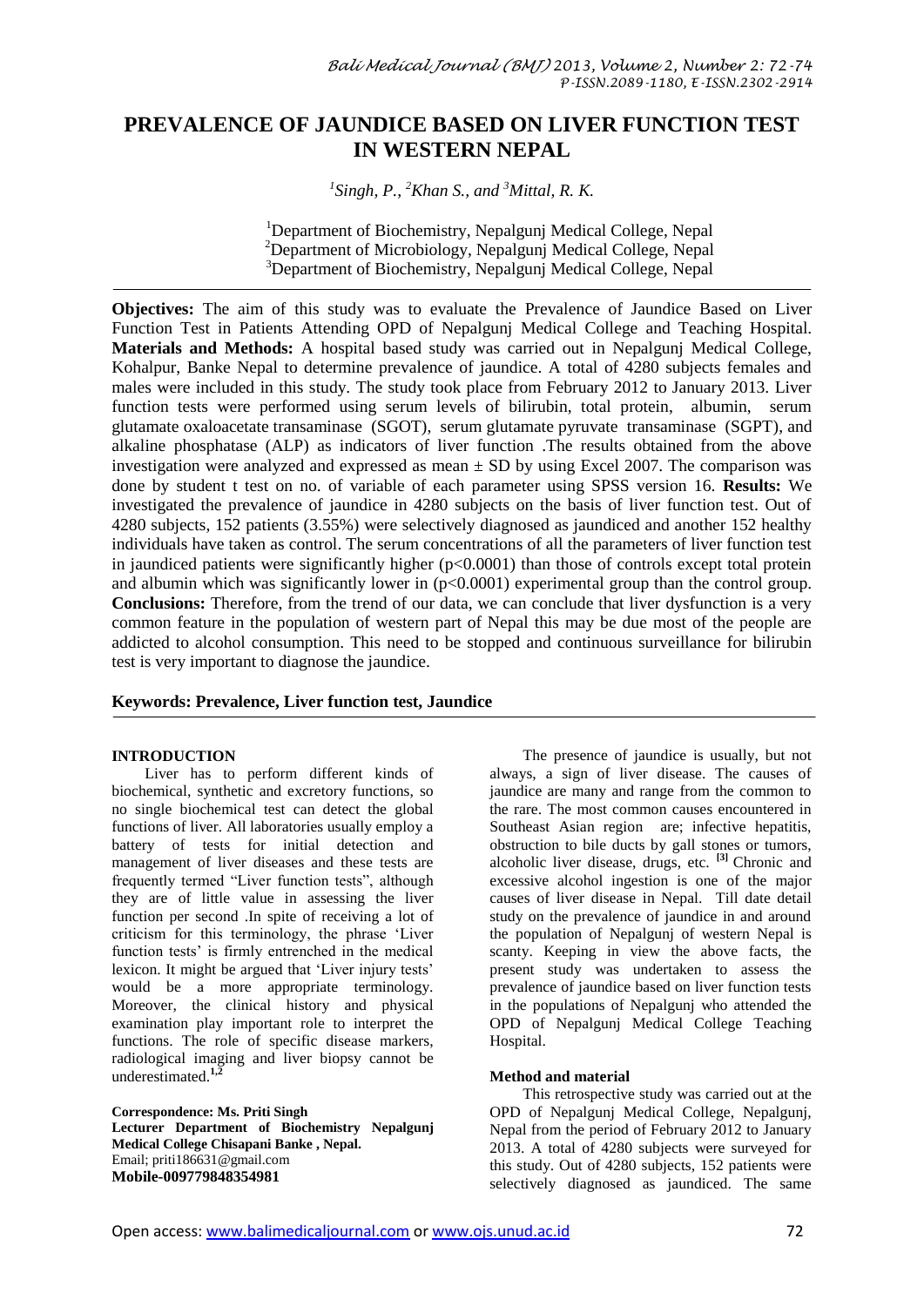# PREVALENCE OF JAUNDICE BASED ON LIVER FUNCTION TEST IN WESTERN NEPAL

*[1]Singh, P., [2]Khan S., and [3]Mittal, R. K.*

[1]Department of Biochemistry, Nepalgunj Medical College, Nepal
[2]Department of Microbiology, Nepalgunj Medical College, Nepal
[3]Department of Biochemistry, Nepalgunj Medical College, Nepal

**Objectives:** The aim of this study was to evaluate the Prevalence of Jaundice Based on Liver Function Test in Patients Attending OPD of Nepalgunj Medical College and Teaching Hospital. **Materials and Methods:** A hospital based study was carried out in Nepalgunj Medical College, Kohalpur, Banke Nepal to determine prevalence of jaundice. A total of 4280 subjects females and males were included in this study. The study took place from February 2012 to January 2013. Liver function tests were performed using serum levels of bilirubin, total protein, albumin, serum glutamate oxaloacetate transaminase (SGOT), serum glutamate pyruvate transaminase (SGPT), and alkaline phosphatase (ALP) as indicators of liver function .The results obtained from the above investigation were analyzed and expressed as mean ± SD by using Excel 2007. The comparison was done by student t test on no. of variable of each parameter using SPSS version 16. **Results:** We investigated the prevalence of jaundice in 4280 subjects on the basis of liver function test. Out of 4280 subjects, 152 patients (3.55%) were selectively diagnosed as jaundiced and another 152 healthy individuals have taken as control. The serum concentrations of all the parameters of liver function test in jaundiced patients were significantly higher ($p<0.0001$) than those of controls except total protein and albumin which was significantly lower in ($p<0.0001$) experimental group than the control group. **Conclusions:** Therefore, from the trend of our data, we can conclude that liver dysfunction is a very common feature in the population of western part of Nepal this may be due most of the people are addicted to alcohol consumption. This need to be stopped and continuous surveillance for bilirubin test is very important to diagnose the jaundice.

**Keywords: Prevalence, Liver function test, Jaundice**

## INTRODUCTION

Liver has to perform different kinds of biochemical, synthetic and excretory functions, so no single biochemical test can detect the global functions of liver. All laboratories usually employ a battery of tests for initial detection and management of liver diseases and these tests are frequently termed "Liver function tests", although they are of little value in assessing the liver function per second .In spite of receiving a lot of criticism for this terminology, the phrase 'Liver function tests' is firmly entrenched in the medical lexicon. It might be argued that 'Liver injury tests' would be a more appropriate terminology. Moreover, the clinical history and physical examination play important role to interpret the functions. The role of specific disease markers, radiological imaging and liver biopsy cannot be underestimated.[1,2]

**Correspondence: Ms. Priti Singh**
**Lecturer Department of Biochemistry Nepalgunj Medical College Chisapani Banke , Nepal.**
Email; priti186631@gmail.com
**Mobile-009779848354981**

The presence of jaundice is usually, but not always, a sign of liver disease. The causes of jaundice are many and range from the common to the rare. The most common causes encountered in Southeast Asian region are; infective hepatitis, obstruction to bile ducts by gall stones or tumors, alcoholic liver disease, drugs, etc. [3] Chronic and excessive alcohol ingestion is one of the major causes of liver disease in Nepal. Till date detail study on the prevalence of jaundice in and around the population of Nepalgunj of western Nepal is scanty. Keeping in view the above facts, the present study was undertaken to assess the prevalence of jaundice based on liver function tests in the populations of Nepalgunj who attended the OPD of Nepalgunj Medical College Teaching Hospital.

### Method and material

This retrospective study was carried out at the OPD of Nepalgunj Medical College, Nepalgunj, Nepal from the period of February 2012 to January 2013. A total of 4280 subjects were surveyed for this study. Out of 4280 subjects, 152 patients were selectively diagnosed as jaundiced. The same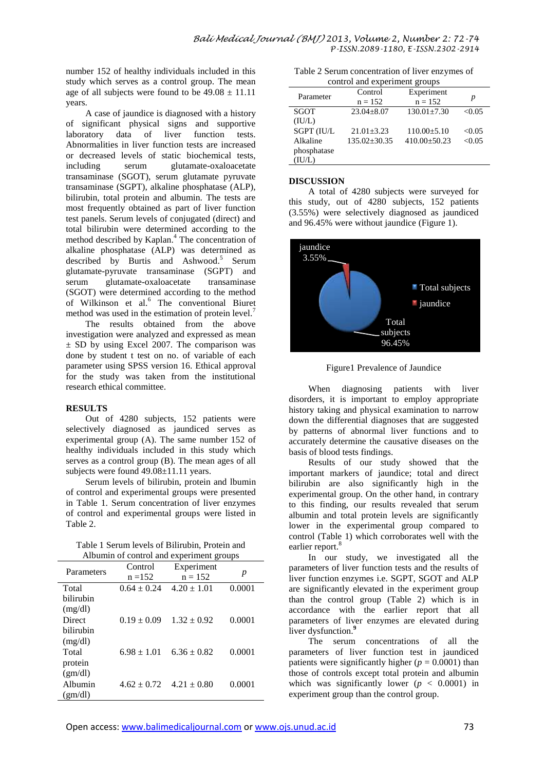number 152 of healthy individuals included in this study which serves as a control group. The mean age of all subjects were found to be 49.08 ± 11.11 years.

A case of jaundice is diagnosed with a history of significant physical signs and supportive laboratory data of liver function tests. Abnormalities in liver function tests are increased or decreased levels of static biochemical tests, including serum glutamate-oxaloacetate transaminase (SGOT), serum glutamate pyruvate transaminase (SGPT), alkaline phosphatase (ALP), bilirubin, total protein and albumin. The tests are most frequently obtained as part of liver function test panels. Serum levels of conjugated (direct) and total bilirubin were determined according to the method described by Kaplan.[4] The concentration of alkaline phosphatase (ALP) was determined as described by Burtis and Ashwood.[5] Serum glutamate-pyruvate transaminase (SGPT) and serum glutamate-oxaloacetate transaminase (SGOT) were determined according to the method of Wilkinson et al.[6] The conventional Biuret method was used in the estimation of protein level.[7]

The results obtained from the above investigation were analyzed and expressed as mean ± SD by using Excel 2007. The comparison was done by student t test on no. of variable of each parameter using SPSS version 16. Ethical approval for the study was taken from the institutional research ethical committee.

## RESULTS

Out of 4280 subjects, 152 patients were selectively diagnosed as jaundiced serves as experimental group (A). The same number 152 of healthy individuals included in this study which serves as a control group (B). The mean age of all subjects were found 49.08±11.11 years.

Serum levels of bilirubin, protein and lbumin of control and experimental groups were presented in Table 1. Serum concentration of liver enzymes of control and experimental groups were listed in Table 2.

Table 1 Serum levels of Bilirubin, Protein and Albumin of control and experiment groups

| Parameters | Control n =152 | Experiment n = 152 | *p* |
|---|---|---|---|
| Total bilirubin (mg/dl) | 0.64 ± 0.24 | 4.20 ± 1.01 | 0.0001 |
| Direct bilirubin (mg/dl) | 0.19 ± 0.09 | 1.32 ± 0.92 | 0.0001 |
| Total protein (gm/dl) | 6.98 ± 1.01 | 6.36 ± 0.82 | 0.0001 |
| Albumin (gm/dl) | 4.62 ± 0.72 | 4.21 ± 0.80 | 0.0001 |

Table 2 Serum concentration of liver enzymes of control and experiment groups

| Parameter | Control n = 152 | Experiment n = 152 | *p* |
|---|---|---|---|
| SGOT (IU/L) | 23.04±8.07 | 130.01±7.30 | <0.05 |
| SGPT (IU/L | 21.01±3.23 | 110.00±5.10 | <0.05 |
| Alkaline phosphatase (IU/L) | 135.02±30.35 | 410.00±50.23 | <0.05 |

## DISCUSSION

A total of 4280 subjects were surveyed for this study, out of 4280 subjects, 152 patients (3.55%) were selectively diagnosed as jaundiced and 96.45% were without jaundice (Figure 1).

Figure1 Prevalence of Jaundice

When diagnosing patients with liver disorders, it is important to employ appropriate history taking and physical examination to narrow down the differential diagnoses that are suggested by patterns of abnormal liver functions and to accurately determine the causative diseases on the basis of blood tests findings.

Results of our study showed that the important markers of jaundice; total and direct bilirubin are also significantly high in the experimental group. On the other hand, in contrary to this finding, our results revealed that serum albumin and total protein levels are significantly lower in the experimental group compared to control (Table 1) which corroborates well with the earlier report.[8]

In our study, we investigated all the parameters of liver function tests and the results of liver function enzymes i.e. SGPT, SGOT and ALP are significantly elevated in the experiment group than the control group (Table 2) which is in accordance with the earlier report that all parameters of liver enzymes are elevated during liver dysfunction.[9]

The serum concentrations of all the parameters of liver function test in jaundiced patients were significantly higher ($p$ = 0.0001) than those of controls except total protein and albumin which was significantly lower ($p$ < 0.0001) in experiment group than the control group.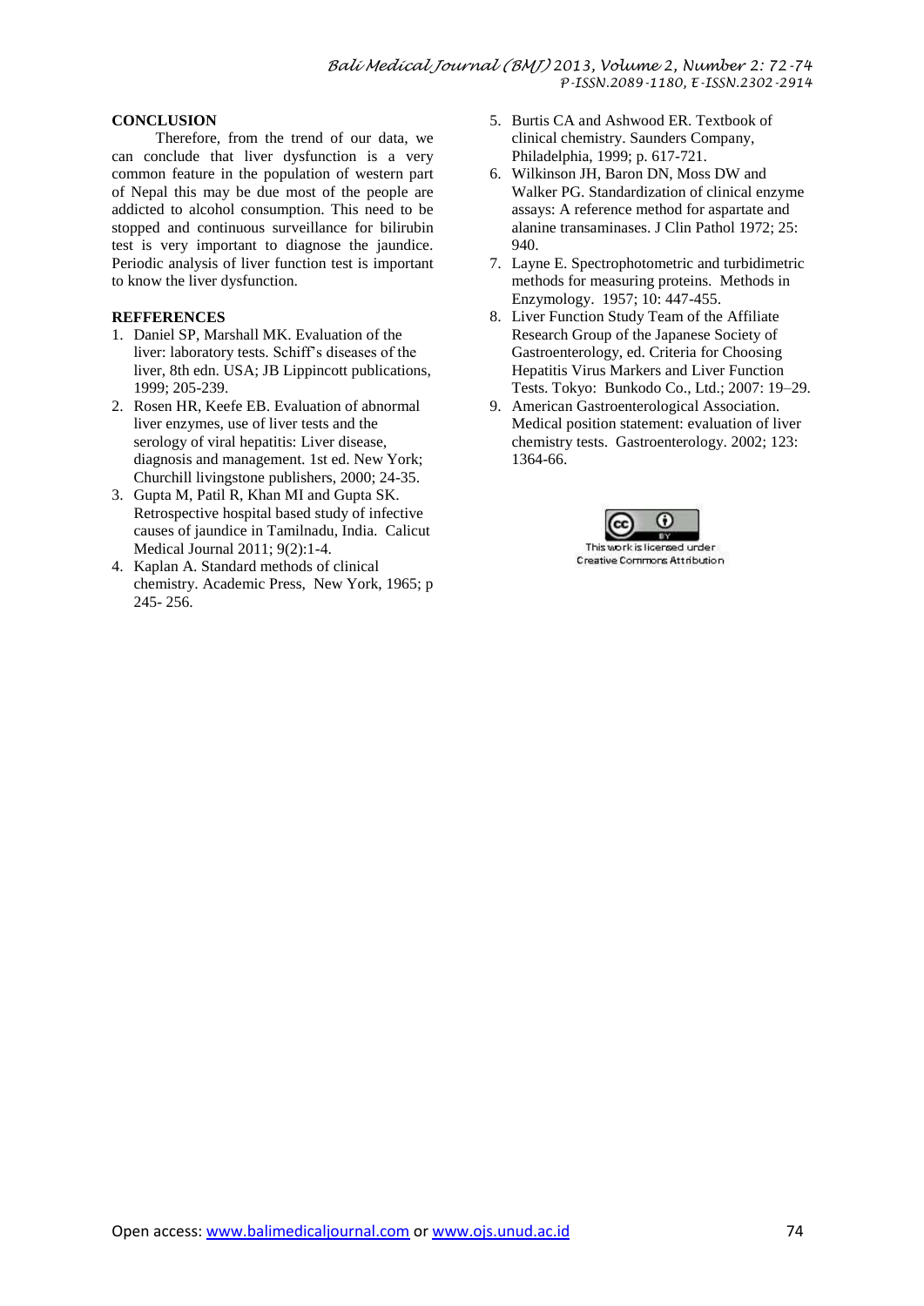## CONCLUSION

Therefore, from the trend of our data, we can conclude that liver dysfunction is a very common feature in the population of western part of Nepal this may be due most of the people are addicted to alcohol consumption. This need to be stopped and continuous surveillance for bilirubin test is very important to diagnose the jaundice. Periodic analysis of liver function test is important to know the liver dysfunction.

## REFFERENCES

1. Daniel SP, Marshall MK. Evaluation of the liver: laboratory tests. Schiff's diseases of the liver, 8th edn. USA; JB Lippincott publications, 1999; 205-239.
2. Rosen HR, Keefe EB. Evaluation of abnormal liver enzymes, use of liver tests and the serology of viral hepatitis: Liver disease, diagnosis and management. 1st ed. New York; Churchill livingstone publishers, 2000; 24-35.
3. Gupta M, Patil R, Khan MI and Gupta SK. Retrospective hospital based study of infective causes of jaundice in Tamilnadu, India. Calicut Medical Journal 2011; 9(2):1-4.
4. Kaplan A. Standard methods of clinical chemistry. Academic Press, New York, 1965; p 245- 256.
5. Burtis CA and Ashwood ER. Textbook of clinical chemistry. Saunders Company, Philadelphia, 1999; p. 617-721.
6. Wilkinson JH, Baron DN, Moss DW and Walker PG. Standardization of clinical enzyme assays: A reference method for aspartate and alanine transaminases. J Clin Pathol 1972; 25: 940.
7. Layne E. Spectrophotometric and turbidimetric methods for measuring proteins. Methods in Enzymology. 1957; 10: 447-455.
8. Liver Function Study Team of the Affiliate Research Group of the Japanese Society of Gastroenterology, ed. Criteria for Choosing Hepatitis Virus Markers and Liver Function Tests. Tokyo: Bunkodo Co., Ltd.; 2007: 19–29.
9. American Gastroenterological Association. Medical position statement: evaluation of liver chemistry tests. Gastroenterology. 2002; 123: 1364-66.

This work is licensed under Creative Commons Attribution